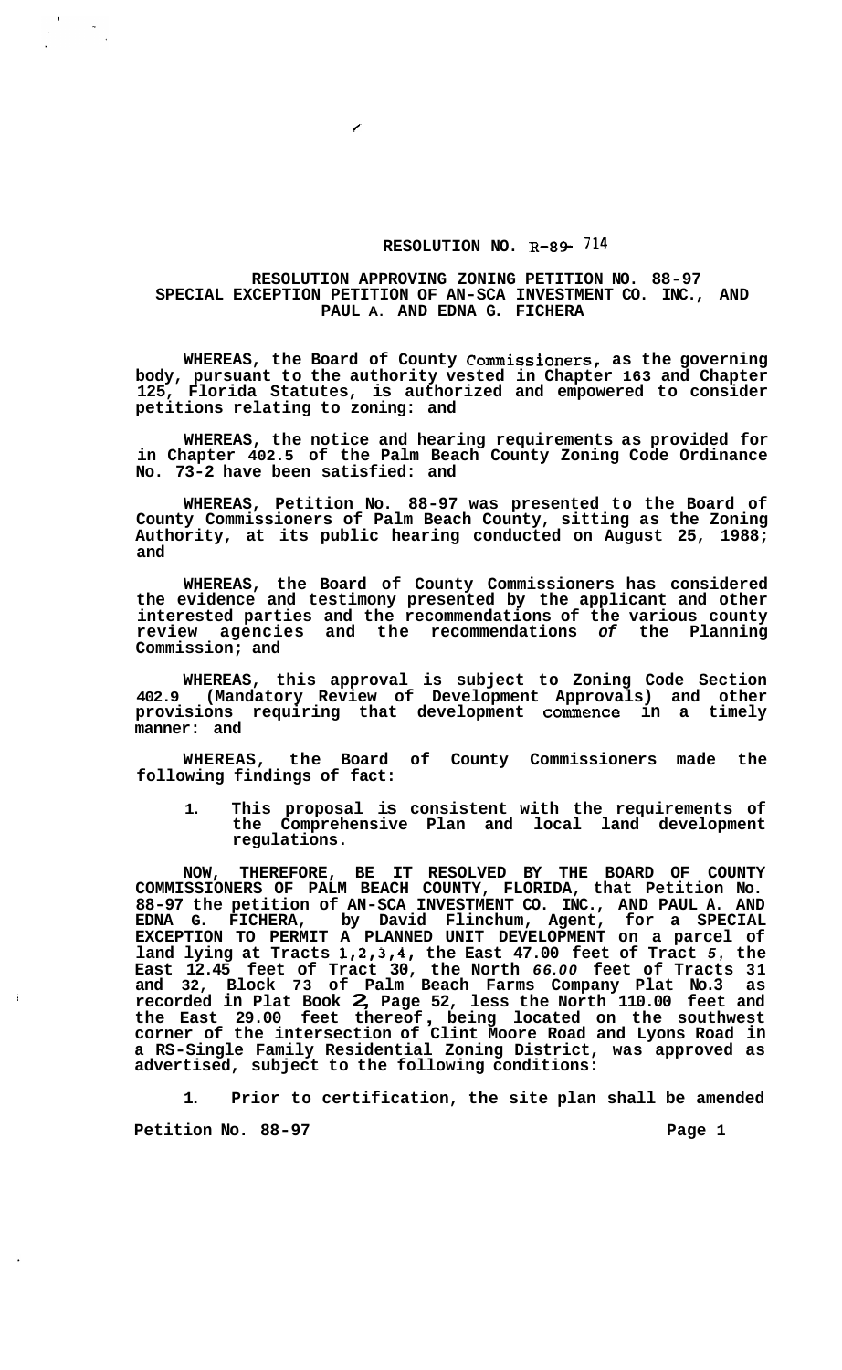# RESOLUTION NO. R-89- 714

## RESOLUTION APPROVING ZONING PETITION NO. 88-97 SPECIAL EXCEPTION PETITION OF AN-SCA INVESTMENT CO. INC., AND PAUL A. AND EDNA G. FICHERA

**WHEREAS, the Board of County Commissioners, as the governing body, pursuant to the authority vested in Chapter 163 and Chapter 125, Florida Statutes, is authorized and empowered to consider petitions relating to zoning: and**

**WHEREAS, the notice and hearing requirements as provided for in Chapter 402.5 of the Palm Beach County Zoning Code Ordinance No. 73-2 have been satisfied: and**

**WHEREAS, Petition No. 88-97 was presented to the Board of County Commissioners of Palm Beach County, sitting as the Zoning Authority, at its public hearing conducted on August 25, 1988; and**

**WHEREAS, the Board of County Commissioners has considered the evidence and testimony presented by the applicant and other interested parties and the recommendations of the various county review agencies and the recommendations of the Planning Commission; and**

**WHEREAS, this approval is subject to Zoning Code Section 402.9 (Mandatory Review of Development Approvals) and other provisions requiring that development commence in a timely manner: and**

**WHEREAS, the Board of County Commissioners made the following findings of fact:**

1. **This proposal is consistent with the requirements of the Comprehensive Plan and local land development regulations.**

**NOW, THEREFORE, BE IT RESOLVED BY THE BOARD OF COUNTY COMMISSIONERS OF PALM BEACH COUNTY, FLORIDA, that Petition No. 88-97 the petition of AN-SCA INVESTMENT CO. INC., AND PAUL A. AND EDNA G. FICHERA, by David Flinchum, Agent, for a SPECIAL EXCEPTION TO PERMIT A PLANNED UNIT DEVELOPMENT on a parcel of land lying at Tracts 1,2,3,4, the East 47.00 feet of Tract 5, the East 12.45 feet of Tract 30, the North 66.00 feet of Tracts 31 and 32, Block 73 of Palm Beach Farms Company Plat No.3 as recorded in Plat Book 2, Page 52, less the North 110.00 feet and the East 29.00 feet thereof, being located on the southwest corner of the intersection of Clint Moore Road and Lyons Road in a RS-Single Family Residential Zoning District, was approved as advertised, subject to the following conditions:**

1. **Prior to certification, the site plan shall be amended**

**Petition No. 88-97**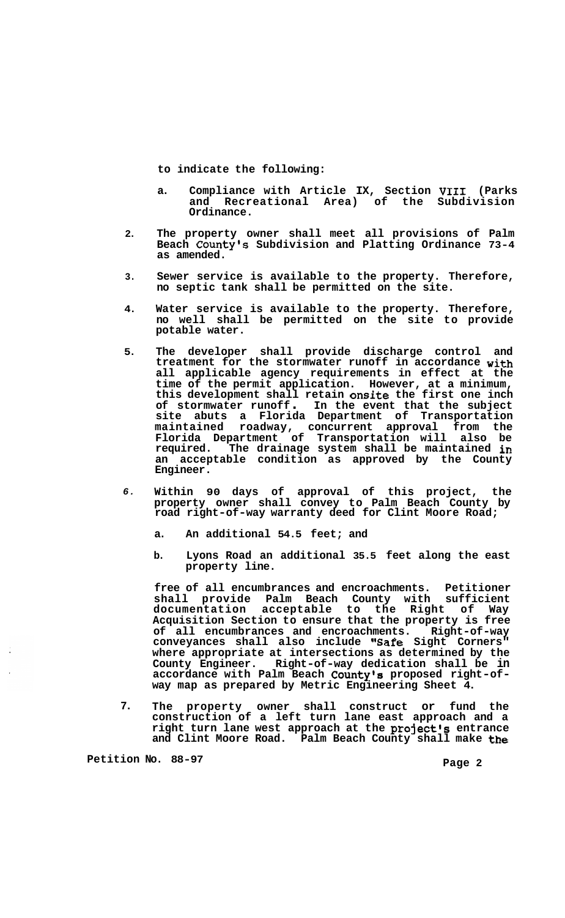to indicate the following:

a. Compliance with Article IX, Section VIII (Parks and Recreational Area) of the Subdivision Ordinance.

2. The property owner shall meet all provisions of Palm Beach County's Subdivision and Platting Ordinance 73-4 as amended.

3. Sewer service is available to the property. Therefore, no septic tank shall be permitted on the site.

4. Water service is available to the property. Therefore, no well shall be permitted on the site to provide potable water.

5. The developer shall provide discharge control and treatment for the stormwater runoff in accordance with all applicable agency requirements in effect at the time of the permit application. However, at a minimum, this development shall retain onsite the first one inch of stormwater runoff. In the event that the subject site abuts a Florida Department of Transportation maintained roadway, concurrent approval from the Florida Department of Transportation will also be required. The drainage system shall be maintained in an acceptable condition as approved by the County Engineer.

6. Within 90 days of approval of this project, the property owner shall convey to Palm Beach County by road right-of-way warranty deed for Clint Moore Road;

   a. An additional 54.5 feet; and

   b. Lyons Road an additional 35.5 feet along the east property line.

   free of all encumbrances and encroachments. Petitioner shall provide Palm Beach County with sufficient documentation acceptable to the Right of Way Acquisition Section to ensure that the property is free of all encumbrances and encroachments. Right-of-way conveyances shall also include "Safe Sight Corners" where appropriate at intersections as determined by the County Engineer. Right-of-way dedication shall be in accordance with Palm Beach County's proposed right-of-way map as prepared by Metric Engineering Sheet 4.

7. The property owner shall construct or fund the construction of a left turn lane east approach and a right turn lane west approach at the project's entrance and Clint Moore Road. Palm Beach County shall make the

Petition No. 88-97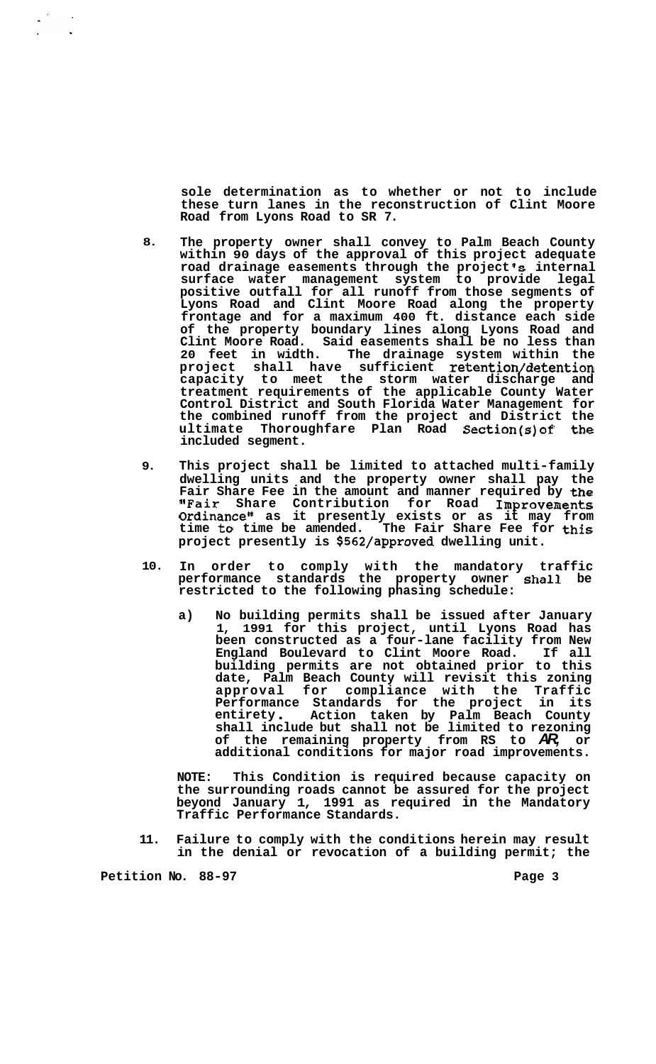sole determination as to whether or not to include these turn lanes in the reconstruction of Clint Moore Road from Lyons Road to SR 7.

8. The property owner shall convey to Palm Beach County within 90 days of the approval of this project adequate road drainage easements through the project's internal surface water management system to provide legal positive outfall for all runoff from those segments of Lyons Road and Clint Moore Road along the property frontage and for a maximum 400 ft. distance each side of the property boundary lines along Lyons Road and Clint Moore Road. Said easements shall be no less than 20 feet in width. The drainage system within the project shall have sufficient retention/detention capacity to meet the storm water discharge and treatment requirements of the applicable County Water Control District and South Florida Water Management for the combined runoff from the project and District the ultimate Thoroughfare Plan Road Section(s) of the included segment.

9. This project shall be limited to attached multi-family dwelling units and the property owner shall pay the Fair Share Fee in the amount and manner required by the "Fair Share Contribution for Road Improvements Ordinance" as it presently exists or as it may from time to time be amended. The Fair Share Fee for this project presently is $562/approved dwelling unit.

10. In order to comply with the mandatory traffic performance standards the property owner shall be restricted to the following phasing schedule:

    a) No building permits shall be issued after January 1, 1991 for this project, until Lyons Road has been constructed as a four-lane facility from New England Boulevard to Clint Moore Road. If all building permits are not obtained prior to this date, Palm Beach County will revisit this zoning approval for compliance with the Traffic Performance Standards for the project in its entirety. Action taken by Palm Beach County shall include but shall not be limited to rezoning of the remaining property from RS to AR, or additional conditions for major road improvements.

    NOTE: This Condition is required because capacity on the surrounding roads cannot be assured for the project beyond January 1, 1991 as required in the Mandatory Traffic Performance Standards.

11. Failure to comply with the conditions herein may result in the denial or revocation of a building permit; the

Petition No. 88-97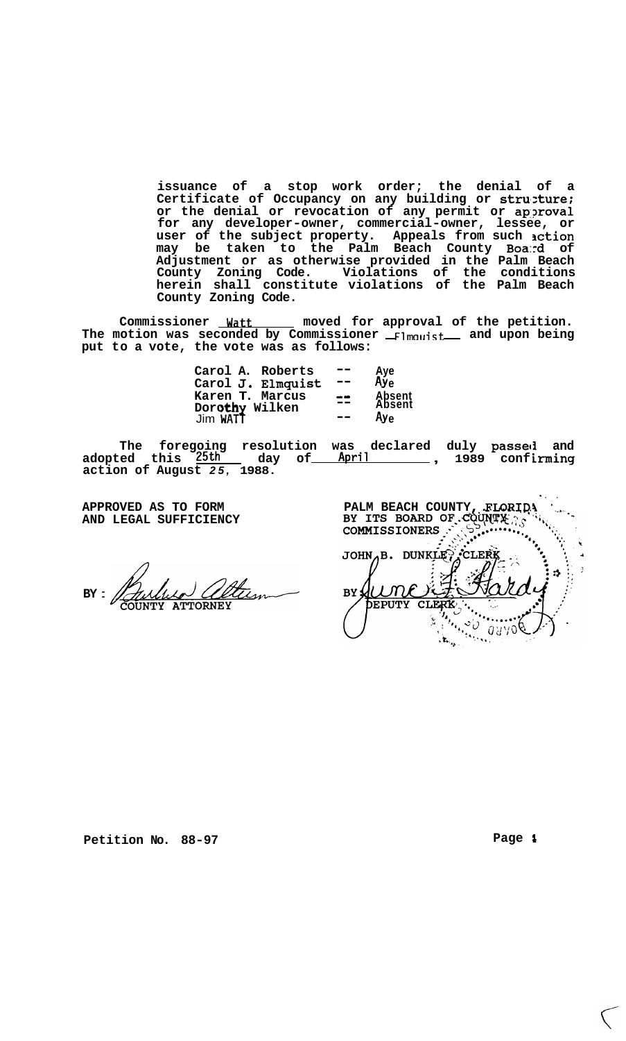**issuance of a stop work order; the denial of a Certificate of Occupancy on any building or structure; or the denial or revocation of any permit or approval for any developer-owner, commercial-owner, lessee, or user of the subject property. Appeals from such action may be taken to the Palm Beach County Board of Adjustment or as otherwise provided in the Palm Beach County Zoning Code. Violations of the conditions herein shall constitute violations of the Palm Beach County Zoning Code.**

**Commissioner Watt moved for approval of the petition. The motion was seconded by Commissioner Elmquist and upon being put to a vote, the vote was as follows:**

| | | |
|---|---|---|
| Carol A. Roberts | -- | Aye |
| Carol J. Elmquist | -- | Aye |
| Karen T. Marcus | -- | Absent |
| Dorothy Wilken | -- | Absent |
| Jim WATT | -- | Aye |

**The foregoing resolution was declared duly passed and adopted this 25th day of April, 1989 confirming action of August 25, 1988.**

**APPROVED AS TO FORM AND LEGAL SUFFICIENCY**

**BY: COUNTY ATTORNEY**

**PALM BEACH COUNTY, FLORIDA BY ITS BOARD OF COUNTY COMMISSIONERS**

**JOHN B. DUNKLE, CLERK**

**BY: DEPUTY CLERK**

**Petition No. 88-97**